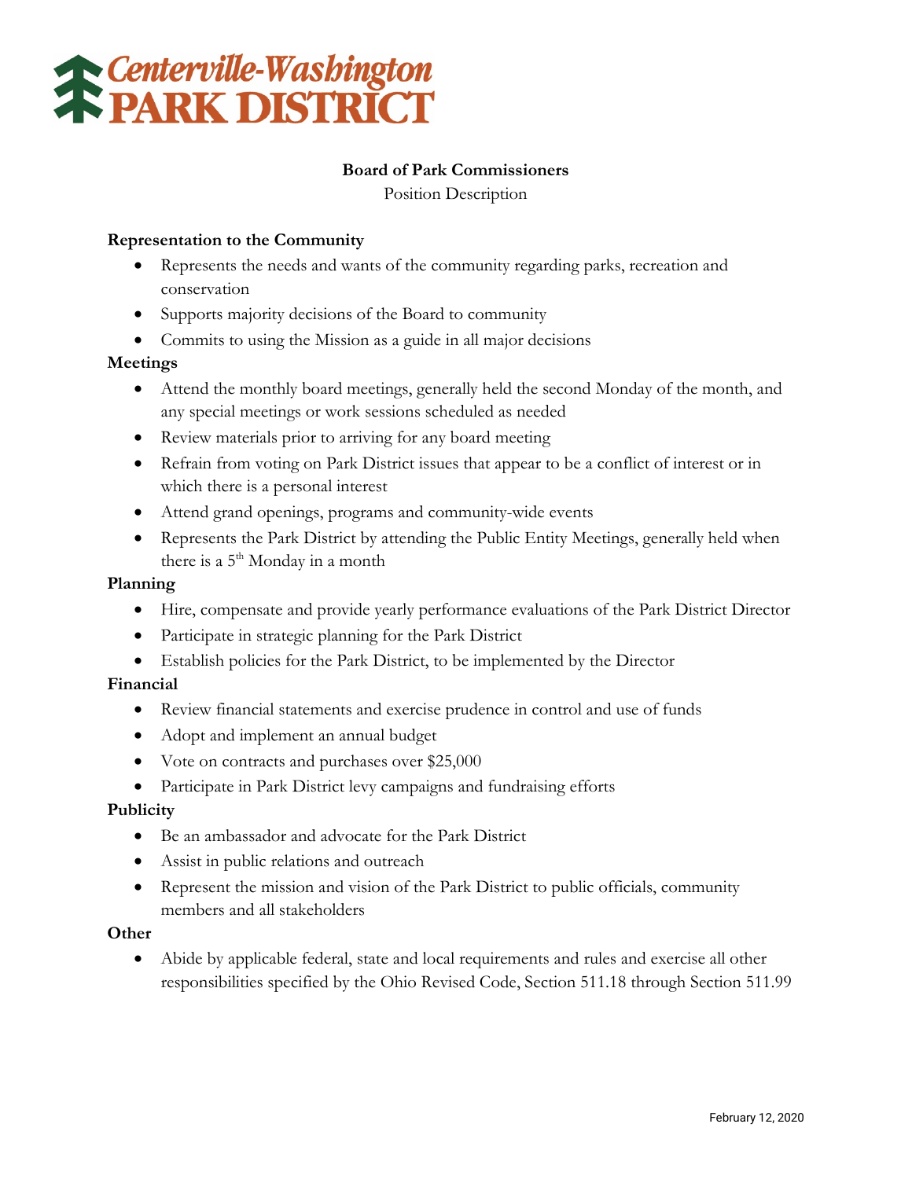# Centerville-Washington PARK DISTRICT

**Board of Park Commissioners**

Position Description

**Representation to the Community**

- Represents the needs and wants of the community regarding parks, recreation and conservation
- Supports majority decisions of the Board to community
- Commits to using the Mission as a guide in all major decisions

**Meetings**

- Attend the monthly board meetings, generally held the second Monday of the month, and any special meetings or work sessions scheduled as needed
- Review materials prior to arriving for any board meeting
- Refrain from voting on Park District issues that appear to be a conflict of interest or in which there is a personal interest
- Attend grand openings, programs and community-wide events
- Represents the Park District by attending the Public Entity Meetings, generally held when there is a 5th Monday in a month

**Planning**

- Hire, compensate and provide yearly performance evaluations of the Park District Director
- Participate in strategic planning for the Park District
- Establish policies for the Park District, to be implemented by the Director

**Financial**

- Review financial statements and exercise prudence in control and use of funds
- Adopt and implement an annual budget
- Vote on contracts and purchases over $25,000
- Participate in Park District levy campaigns and fundraising efforts

**Publicity**

- Be an ambassador and advocate for the Park District
- Assist in public relations and outreach
- Represent the mission and vision of the Park District to public officials, community members and all stakeholders

**Other**

- Abide by applicable federal, state and local requirements and rules and exercise all other responsibilities specified by the Ohio Revised Code, Section 511.18 through Section 511.99

February 12, 2020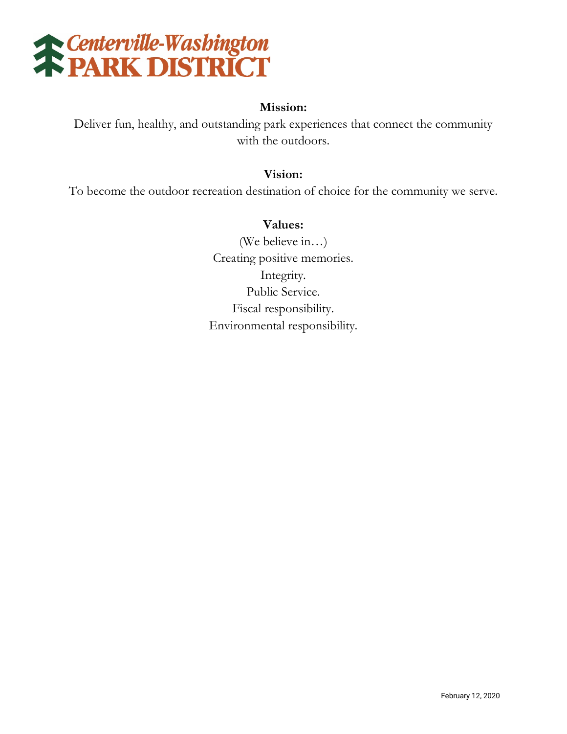# Centerville-Washington PARK DISTRICT

**Mission:**

Deliver fun, healthy, and outstanding park experiences that connect the community with the outdoors.

**Vision:**

To become the outdoor recreation destination of choice for the community we serve.

**Values:**

(We believe in…)

Creating positive memories.

Integrity.

Public Service.

Fiscal responsibility.

Environmental responsibility.

February 12, 2020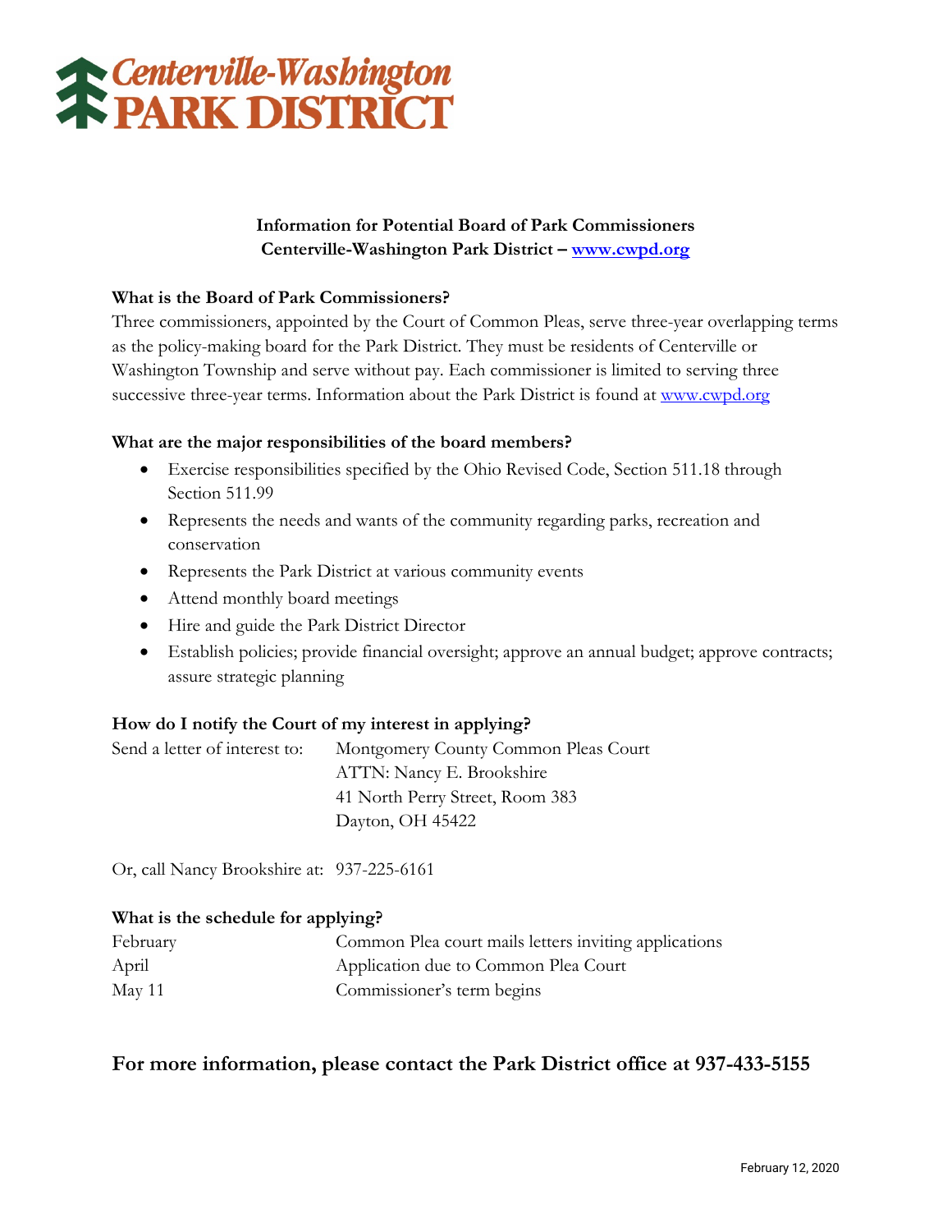# Centerville-Washington PARK DISTRICT

**Information for Potential Board of Park Commissioners**
**Centerville-Washington Park District – www.cwpd.org**

**What is the Board of Park Commissioners?**

Three commissioners, appointed by the Court of Common Pleas, serve three-year overlapping terms as the policy-making board for the Park District. They must be residents of Centerville or Washington Township and serve without pay. Each commissioner is limited to serving three successive three-year terms. Information about the Park District is found at www.cwpd.org

**What are the major responsibilities of the board members?**

- Exercise responsibilities specified by the Ohio Revised Code, Section 511.18 through Section 511.99
- Represents the needs and wants of the community regarding parks, recreation and conservation
- Represents the Park District at various community events
- Attend monthly board meetings
- Hire and guide the Park District Director
- Establish policies; provide financial oversight; approve an annual budget; approve contracts; assure strategic planning

**How do I notify the Court of my interest in applying?**

Send a letter of interest to:

Montgomery County Common Pleas Court
ATTN: Nancy E. Brookshire
41 North Perry Street, Room 383
Dayton, OH 45422

Or, call Nancy Brookshire at: 937-225-6161

**What is the schedule for applying?**

| | |
|---|---|
| February | Common Plea court mails letters inviting applications |
| April | Application due to Common Plea Court |
| May 11 | Commissioner's term begins |

## For more information, please contact the Park District office at 937-433-5155

February 12, 2020